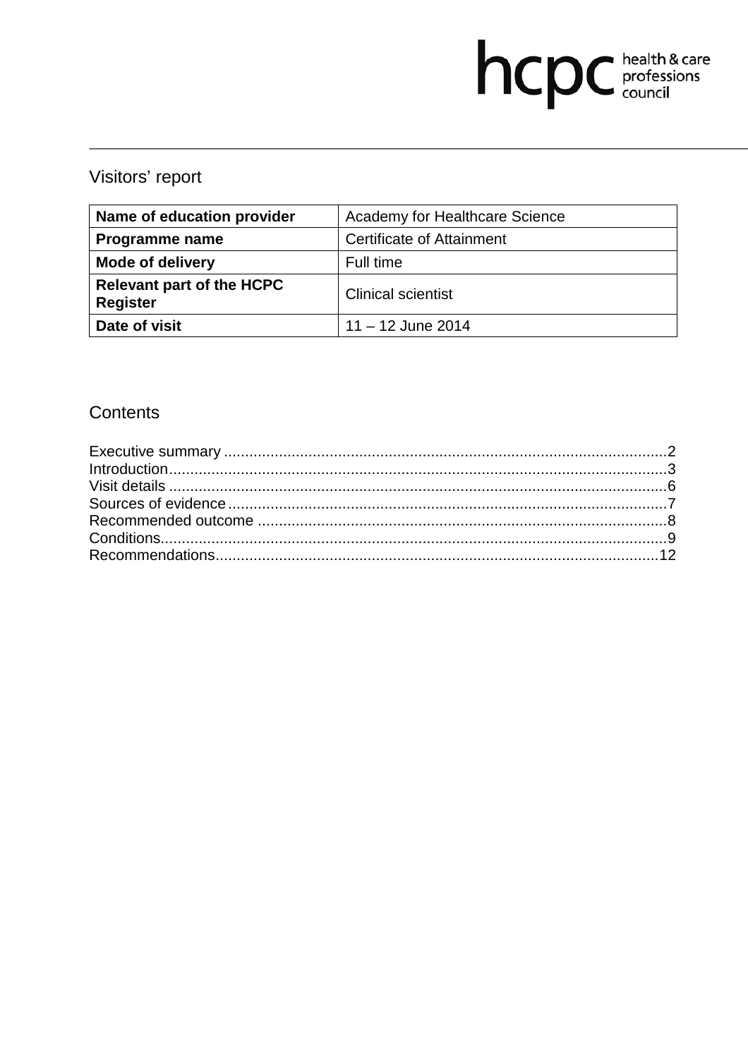hcpc health & care professions council

# Visitors' report

| | |
|---|---|
| **Name of education provider** | Academy for Healthcare Science |
| **Programme name** | Certificate of Attainment |
| **Mode of delivery** | Full time |
| **Relevant part of the HCPC Register** | Clinical scientist |
| **Date of visit** | 11 – 12 June 2014 |

## Contents

Executive summary ........................................................................................................2
Introduction.....................................................................................................................3
Visit details .....................................................................................................................6
Sources of evidence .......................................................................................................7
Recommended outcome ................................................................................................8
Conditions.......................................................................................................................9
Recommendations........................................................................................................12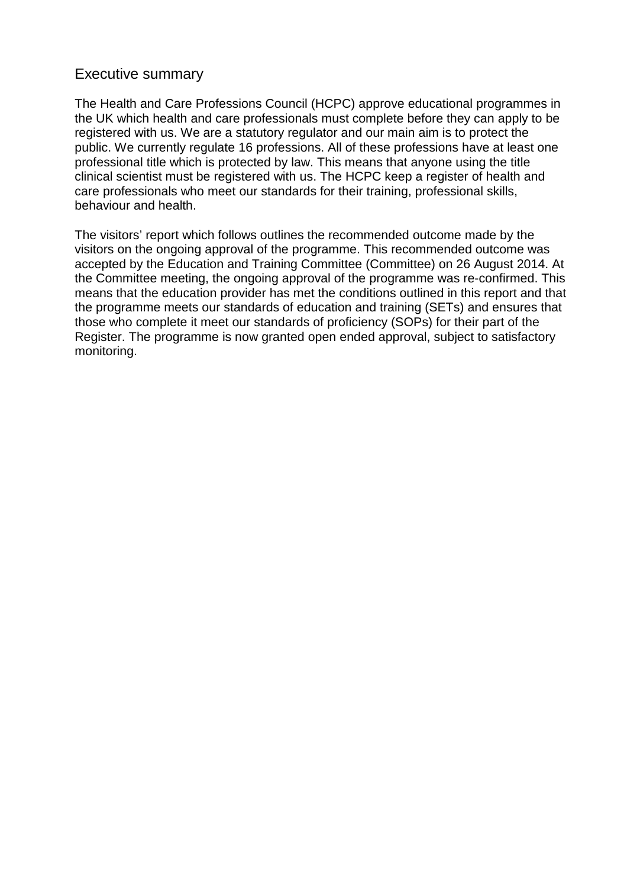## Executive summary

The Health and Care Professions Council (HCPC) approve educational programmes in the UK which health and care professionals must complete before they can apply to be registered with us. We are a statutory regulator and our main aim is to protect the public. We currently regulate 16 professions. All of these professions have at least one professional title which is protected by law. This means that anyone using the title clinical scientist must be registered with us. The HCPC keep a register of health and care professionals who meet our standards for their training, professional skills, behaviour and health.

The visitors' report which follows outlines the recommended outcome made by the visitors on the ongoing approval of the programme. This recommended outcome was accepted by the Education and Training Committee (Committee) on 26 August 2014. At the Committee meeting, the ongoing approval of the programme was re-confirmed. This means that the education provider has met the conditions outlined in this report and that the programme meets our standards of education and training (SETs) and ensures that those who complete it meet our standards of proficiency (SOPs) for their part of the Register. The programme is now granted open ended approval, subject to satisfactory monitoring.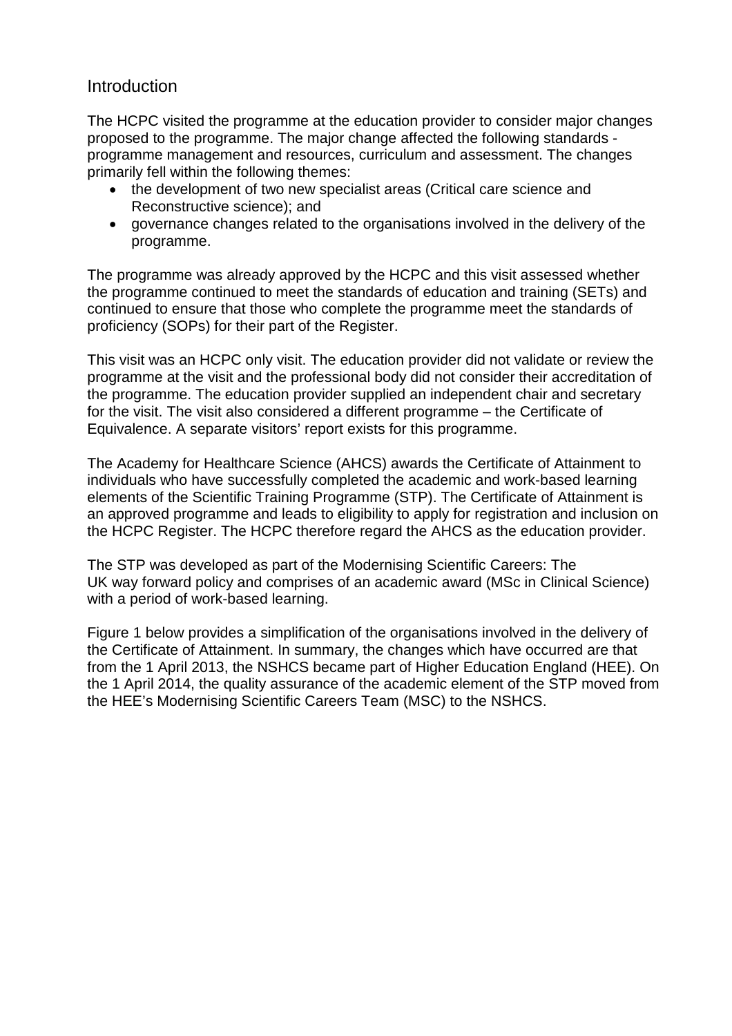## Introduction

The HCPC visited the programme at the education provider to consider major changes proposed to the programme. The major change affected the following standards - programme management and resources, curriculum and assessment. The changes primarily fell within the following themes:

- the development of two new specialist areas (Critical care science and Reconstructive science); and
- governance changes related to the organisations involved in the delivery of the programme.

The programme was already approved by the HCPC and this visit assessed whether the programme continued to meet the standards of education and training (SETs) and continued to ensure that those who complete the programme meet the standards of proficiency (SOPs) for their part of the Register.

This visit was an HCPC only visit. The education provider did not validate or review the programme at the visit and the professional body did not consider their accreditation of the programme. The education provider supplied an independent chair and secretary for the visit. The visit also considered a different programme – the Certificate of Equivalence. A separate visitors' report exists for this programme.

The Academy for Healthcare Science (AHCS) awards the Certificate of Attainment to individuals who have successfully completed the academic and work-based learning elements of the Scientific Training Programme (STP). The Certificate of Attainment is an approved programme and leads to eligibility to apply for registration and inclusion on the HCPC Register. The HCPC therefore regard the AHCS as the education provider.

The STP was developed as part of the Modernising Scientific Careers: The UK way forward policy and comprises of an academic award (MSc in Clinical Science) with a period of work-based learning.

Figure 1 below provides a simplification of the organisations involved in the delivery of the Certificate of Attainment. In summary, the changes which have occurred are that from the 1 April 2013, the NSHCS became part of Higher Education England (HEE). On the 1 April 2014, the quality assurance of the academic element of the STP moved from the HEE's Modernising Scientific Careers Team (MSC) to the NSHCS.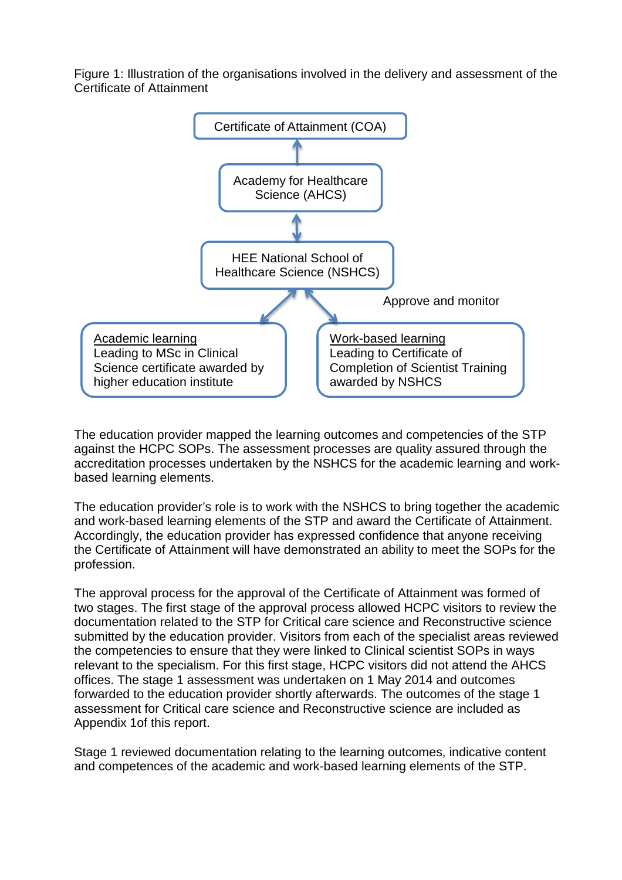Figure 1: Illustration of the organisations involved in the delivery and assessment of the Certificate of Attainment

Certificate of Attainment (COA)

Academy for Healthcare Science (AHCS)

HEE National School of Healthcare Science (NSHCS)

Approve and monitor

Academic learning
Leading to MSc in Clinical Science certificate awarded by higher education institute

Work-based learning
Leading to Certificate of Completion of Scientist Training awarded by NSHCS

The education provider mapped the learning outcomes and competencies of the STP against the HCPC SOPs. The assessment processes are quality assured through the accreditation processes undertaken by the NSHCS for the academic learning and work-based learning elements.

The education provider's role is to work with the NSHCS to bring together the academic and work-based learning elements of the STP and award the Certificate of Attainment. Accordingly, the education provider has expressed confidence that anyone receiving the Certificate of Attainment will have demonstrated an ability to meet the SOPs for the profession.

The approval process for the approval of the Certificate of Attainment was formed of two stages. The first stage of the approval process allowed HCPC visitors to review the documentation related to the STP for Critical care science and Reconstructive science submitted by the education provider. Visitors from each of the specialist areas reviewed the competencies to ensure that they were linked to Clinical scientist SOPs in ways relevant to the specialism. For this first stage, HCPC visitors did not attend the AHCS offices. The stage 1 assessment was undertaken on 1 May 2014 and outcomes forwarded to the education provider shortly afterwards. The outcomes of the stage 1 assessment for Critical care science and Reconstructive science are included as Appendix 1of this report.

Stage 1 reviewed documentation relating to the learning outcomes, indicative content and competences of the academic and work-based learning elements of the STP.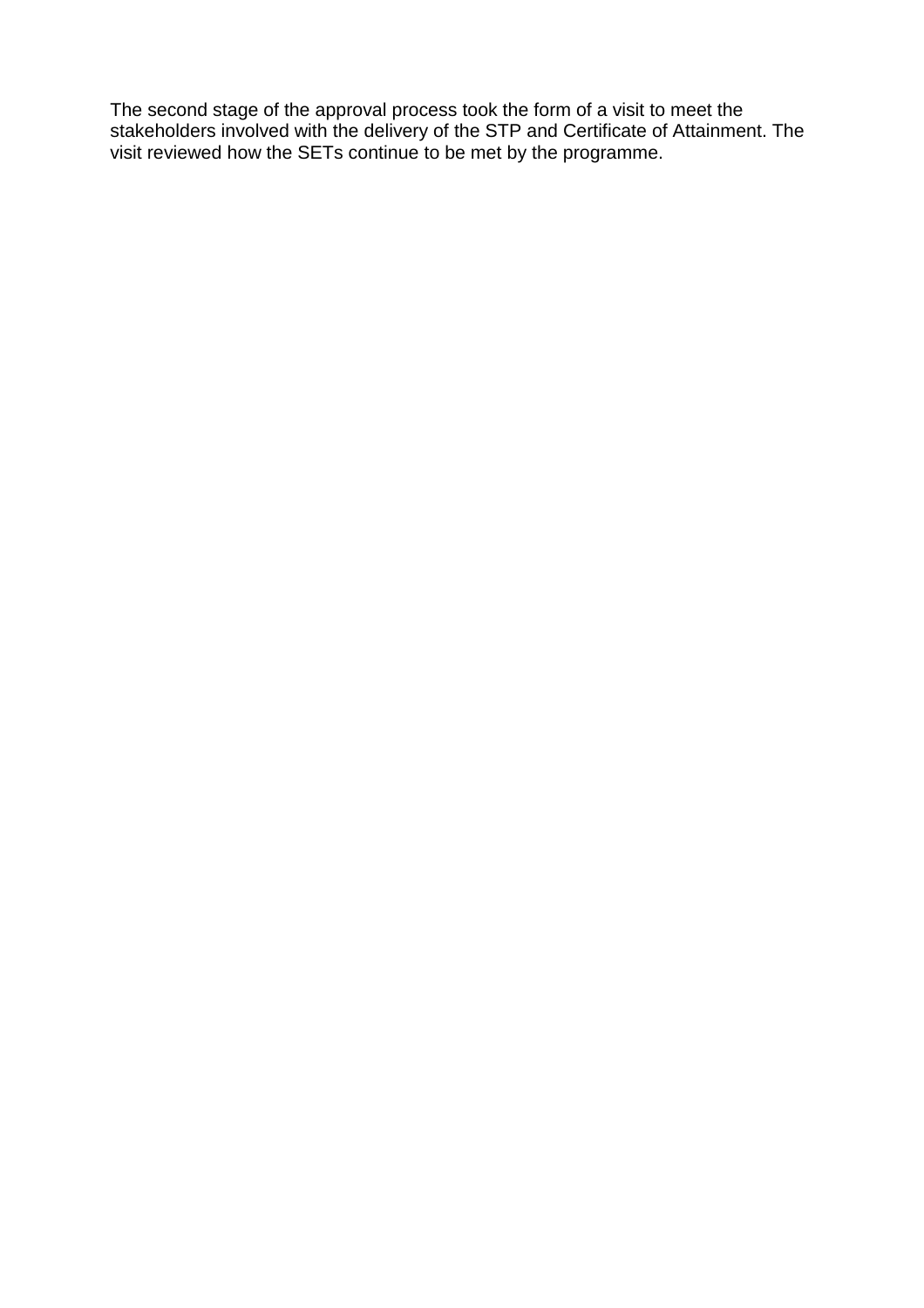The second stage of the approval process took the form of a visit to meet the stakeholders involved with the delivery of the STP and Certificate of Attainment. The visit reviewed how the SETs continue to be met by the programme.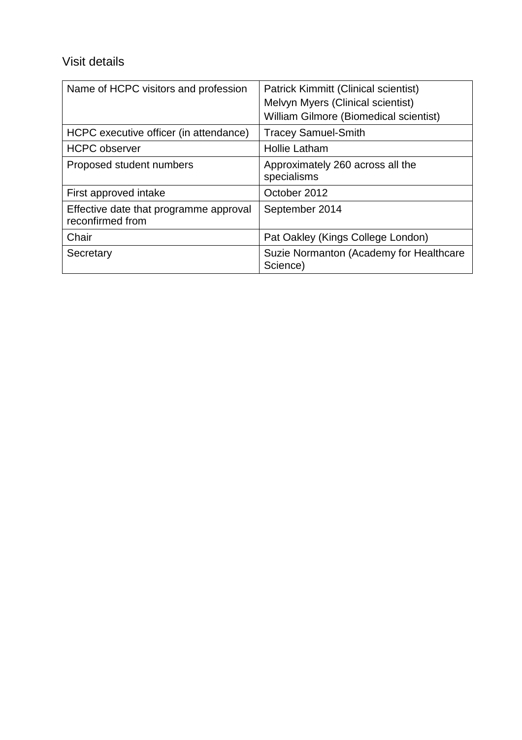## Visit details

| | |
|---|---|
| Name of HCPC visitors and profession | Patrick Kimmitt (Clinical scientist)<br>Melvyn Myers (Clinical scientist)<br>William Gilmore (Biomedical scientist) |
| HCPC executive officer (in attendance) | Tracey Samuel-Smith |
| HCPC observer | Hollie Latham |
| Proposed student numbers | Approximately 260 across all the specialisms |
| First approved intake | October 2012 |
| Effective date that programme approval reconfirmed from | September 2014 |
| Chair | Pat Oakley (Kings College London) |
| Secretary | Suzie Normanton (Academy for Healthcare Science) |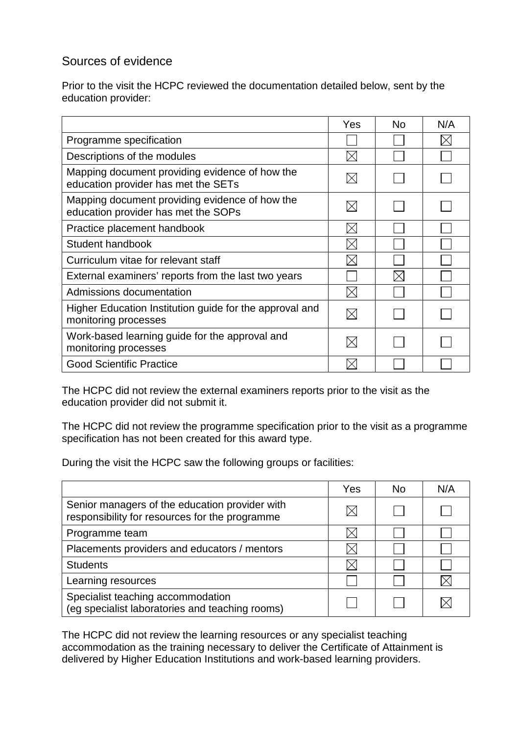## Sources of evidence

Prior to the visit the HCPC reviewed the documentation detailed below, sent by the education provider:

| | Yes | No | N/A |
|---|---|---|---|
| Programme specification | ☐ | ☐ | ☒ |
| Descriptions of the modules | ☒ | ☐ | ☐ |
| Mapping document providing evidence of how the education provider has met the SETs | ☒ | ☐ | ☐ |
| Mapping document providing evidence of how the education provider has met the SOPs | ☒ | ☐ | ☐ |
| Practice placement handbook | ☒ | ☐ | ☐ |
| Student handbook | ☒ | ☐ | ☐ |
| Curriculum vitae for relevant staff | ☒ | ☐ | ☐ |
| External examiners' reports from the last two years | ☐ | ☒ | ☐ |
| Admissions documentation | ☒ | ☐ | ☐ |
| Higher Education Institution guide for the approval and monitoring processes | ☒ | ☐ | ☐ |
| Work-based learning guide for the approval and monitoring processes | ☒ | ☐ | ☐ |
| Good Scientific Practice | ☒ | ☐ | ☐ |

The HCPC did not review the external examiners reports prior to the visit as the education provider did not submit it.

The HCPC did not review the programme specification prior to the visit as a programme specification has not been created for this award type.

During the visit the HCPC saw the following groups or facilities:

| | Yes | No | N/A |
|---|---|---|---|
| Senior managers of the education provider with responsibility for resources for the programme | ☒ | ☐ | ☐ |
| Programme team | ☒ | ☐ | ☐ |
| Placements providers and educators / mentors | ☒ | ☐ | ☐ |
| Students | ☒ | ☐ | ☐ |
| Learning resources | ☐ | ☐ | ☒ |
| Specialist teaching accommodation (eg specialist laboratories and teaching rooms) | ☐ | ☐ | ☒ |

The HCPC did not review the learning resources or any specialist teaching accommodation as the training necessary to deliver the Certificate of Attainment is delivered by Higher Education Institutions and work-based learning providers.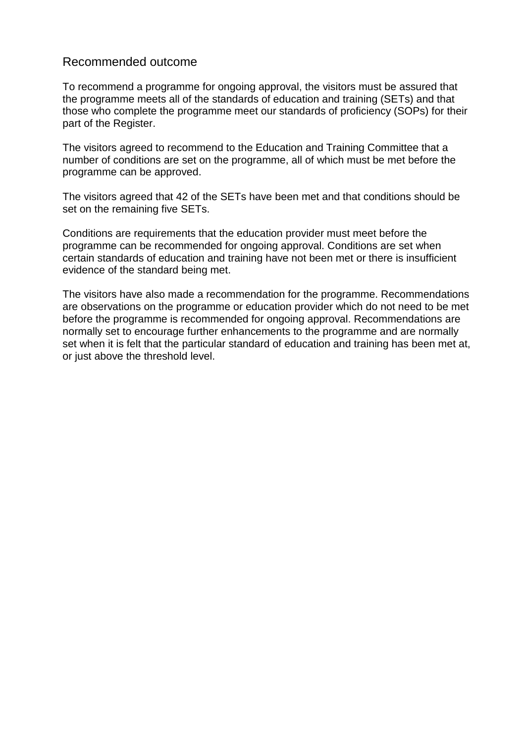## Recommended outcome

To recommend a programme for ongoing approval, the visitors must be assured that the programme meets all of the standards of education and training (SETs) and that those who complete the programme meet our standards of proficiency (SOPs) for their part of the Register.

The visitors agreed to recommend to the Education and Training Committee that a number of conditions are set on the programme, all of which must be met before the programme can be approved.

The visitors agreed that 42 of the SETs have been met and that conditions should be set on the remaining five SETs.

Conditions are requirements that the education provider must meet before the programme can be recommended for ongoing approval. Conditions are set when certain standards of education and training have not been met or there is insufficient evidence of the standard being met.

The visitors have also made a recommendation for the programme. Recommendations are observations on the programme or education provider which do not need to be met before the programme is recommended for ongoing approval. Recommendations are normally set to encourage further enhancements to the programme and are normally set when it is felt that the particular standard of education and training has been met at, or just above the threshold level.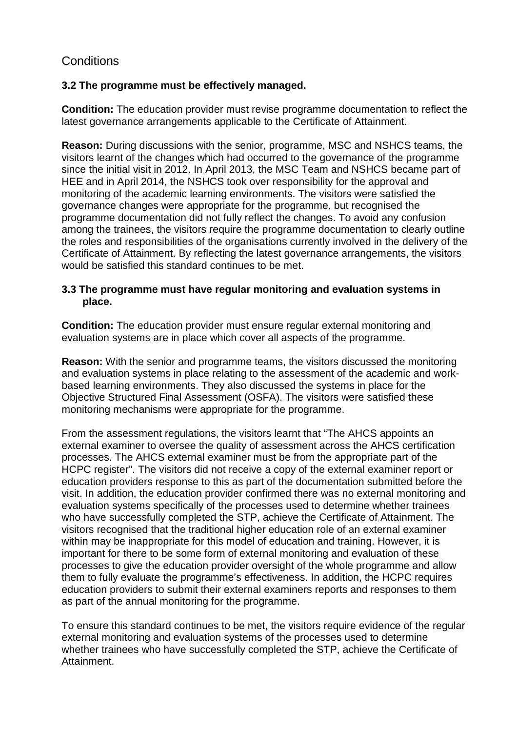## Conditions

### 3.2 The programme must be effectively managed.

**Condition:** The education provider must revise programme documentation to reflect the latest governance arrangements applicable to the Certificate of Attainment.

**Reason:** During discussions with the senior, programme, MSC and NSHCS teams, the visitors learnt of the changes which had occurred to the governance of the programme since the initial visit in 2012. In April 2013, the MSC Team and NSHCS became part of HEE and in April 2014, the NSHCS took over responsibility for the approval and monitoring of the academic learning environments. The visitors were satisfied the governance changes were appropriate for the programme, but recognised the programme documentation did not fully reflect the changes. To avoid any confusion among the trainees, the visitors require the programme documentation to clearly outline the roles and responsibilities of the organisations currently involved in the delivery of the Certificate of Attainment. By reflecting the latest governance arrangements, the visitors would be satisfied this standard continues to be met.

### 3.3 The programme must have regular monitoring and evaluation systems in place.

**Condition:** The education provider must ensure regular external monitoring and evaluation systems are in place which cover all aspects of the programme.

**Reason:** With the senior and programme teams, the visitors discussed the monitoring and evaluation systems in place relating to the assessment of the academic and work-based learning environments. They also discussed the systems in place for the Objective Structured Final Assessment (OSFA). The visitors were satisfied these monitoring mechanisms were appropriate for the programme.

From the assessment regulations, the visitors learnt that "The AHCS appoints an external examiner to oversee the quality of assessment across the AHCS certification processes. The AHCS external examiner must be from the appropriate part of the HCPC register". The visitors did not receive a copy of the external examiner report or education providers response to this as part of the documentation submitted before the visit. In addition, the education provider confirmed there was no external monitoring and evaluation systems specifically of the processes used to determine whether trainees who have successfully completed the STP, achieve the Certificate of Attainment. The visitors recognised that the traditional higher education role of an external examiner within may be inappropriate for this model of education and training. However, it is important for there to be some form of external monitoring and evaluation of these processes to give the education provider oversight of the whole programme and allow them to fully evaluate the programme's effectiveness. In addition, the HCPC requires education providers to submit their external examiners reports and responses to them as part of the annual monitoring for the programme.

To ensure this standard continues to be met, the visitors require evidence of the regular external monitoring and evaluation systems of the processes used to determine whether trainees who have successfully completed the STP, achieve the Certificate of Attainment.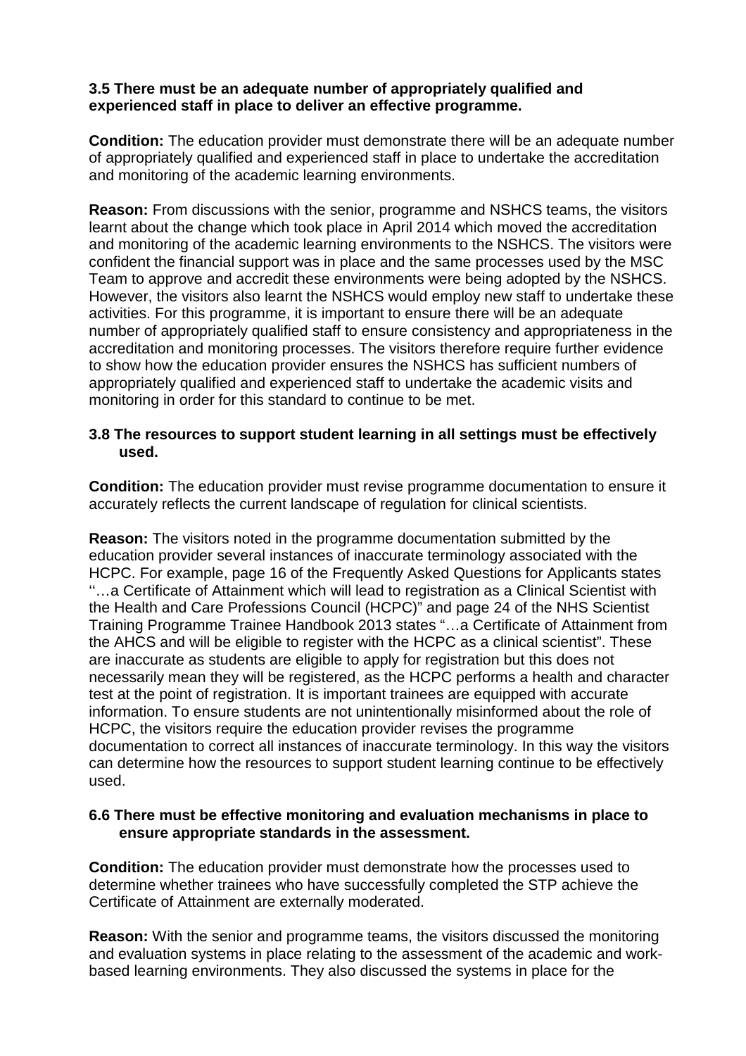**3.5 There must be an adequate number of appropriately qualified and experienced staff in place to deliver an effective programme.**

**Condition:** The education provider must demonstrate there will be an adequate number of appropriately qualified and experienced staff in place to undertake the accreditation and monitoring of the academic learning environments.

**Reason:** From discussions with the senior, programme and NSHCS teams, the visitors learnt about the change which took place in April 2014 which moved the accreditation and monitoring of the academic learning environments to the NSHCS. The visitors were confident the financial support was in place and the same processes used by the MSC Team to approve and accredit these environments were being adopted by the NSHCS. However, the visitors also learnt the NSHCS would employ new staff to undertake these activities. For this programme, it is important to ensure there will be an adequate number of appropriately qualified staff to ensure consistency and appropriateness in the accreditation and monitoring processes. The visitors therefore require further evidence to show how the education provider ensures the NSHCS has sufficient numbers of appropriately qualified and experienced staff to undertake the academic visits and monitoring in order for this standard to continue to be met.

**3.8 The resources to support student learning in all settings must be effectively used.**

**Condition:** The education provider must revise programme documentation to ensure it accurately reflects the current landscape of regulation for clinical scientists.

**Reason:** The visitors noted in the programme documentation submitted by the education provider several instances of inaccurate terminology associated with the HCPC. For example, page 16 of the Frequently Asked Questions for Applicants states ''…a Certificate of Attainment which will lead to registration as a Clinical Scientist with the Health and Care Professions Council (HCPC)" and page 24 of the NHS Scientist Training Programme Trainee Handbook 2013 states "…a Certificate of Attainment from the AHCS and will be eligible to register with the HCPC as a clinical scientist". These are inaccurate as students are eligible to apply for registration but this does not necessarily mean they will be registered, as the HCPC performs a health and character test at the point of registration. It is important trainees are equipped with accurate information. To ensure students are not unintentionally misinformed about the role of HCPC, the visitors require the education provider revises the programme documentation to correct all instances of inaccurate terminology. In this way the visitors can determine how the resources to support student learning continue to be effectively used.

**6.6 There must be effective monitoring and evaluation mechanisms in place to ensure appropriate standards in the assessment.**

**Condition:** The education provider must demonstrate how the processes used to determine whether trainees who have successfully completed the STP achieve the Certificate of Attainment are externally moderated.

**Reason:** With the senior and programme teams, the visitors discussed the monitoring and evaluation systems in place relating to the assessment of the academic and work-based learning environments. They also discussed the systems in place for the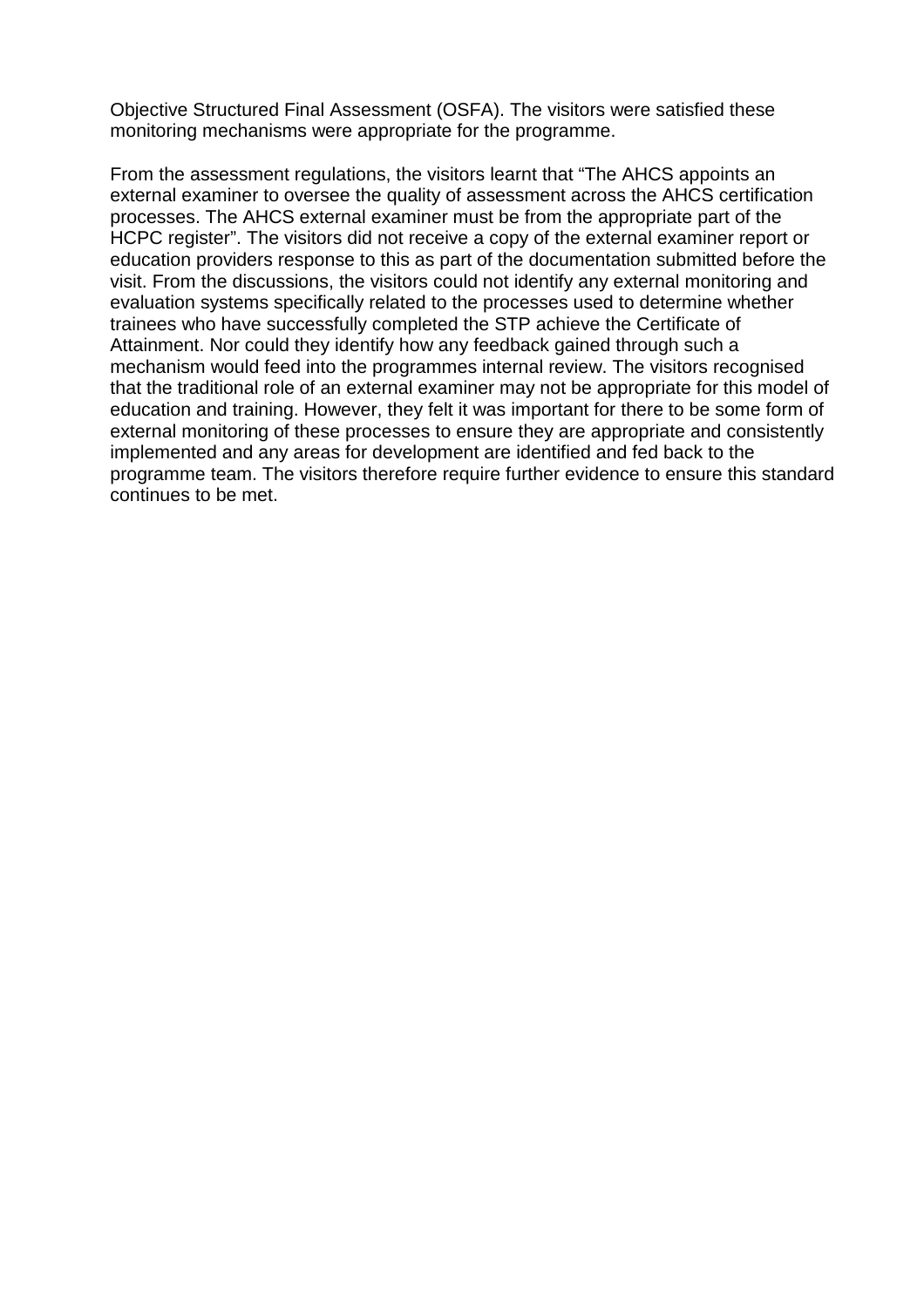Objective Structured Final Assessment (OSFA). The visitors were satisfied these monitoring mechanisms were appropriate for the programme.

From the assessment regulations, the visitors learnt that "The AHCS appoints an external examiner to oversee the quality of assessment across the AHCS certification processes. The AHCS external examiner must be from the appropriate part of the HCPC register". The visitors did not receive a copy of the external examiner report or education providers response to this as part of the documentation submitted before the visit. From the discussions, the visitors could not identify any external monitoring and evaluation systems specifically related to the processes used to determine whether trainees who have successfully completed the STP achieve the Certificate of Attainment. Nor could they identify how any feedback gained through such a mechanism would feed into the programmes internal review. The visitors recognised that the traditional role of an external examiner may not be appropriate for this model of education and training. However, they felt it was important for there to be some form of external monitoring of these processes to ensure they are appropriate and consistently implemented and any areas for development are identified and fed back to the programme team. The visitors therefore require further evidence to ensure this standard continues to be met.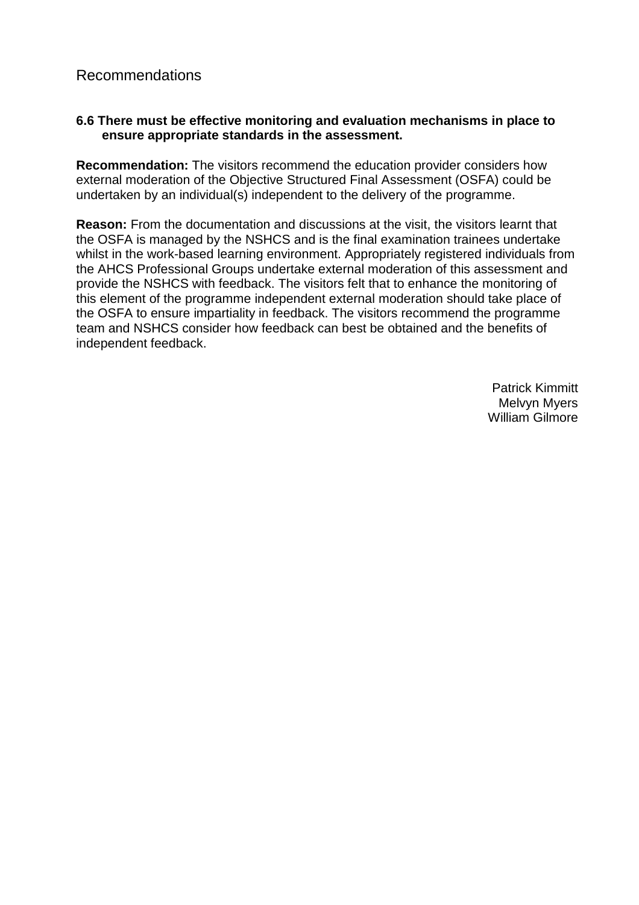## Recommendations

**6.6 There must be effective monitoring and evaluation mechanisms in place to ensure appropriate standards in the assessment.**

**Recommendation:** The visitors recommend the education provider considers how external moderation of the Objective Structured Final Assessment (OSFA) could be undertaken by an individual(s) independent to the delivery of the programme.

**Reason:** From the documentation and discussions at the visit, the visitors learnt that the OSFA is managed by the NSHCS and is the final examination trainees undertake whilst in the work-based learning environment. Appropriately registered individuals from the AHCS Professional Groups undertake external moderation of this assessment and provide the NSHCS with feedback. The visitors felt that to enhance the monitoring of this element of the programme independent external moderation should take place of the OSFA to ensure impartiality in feedback. The visitors recommend the programme team and NSHCS consider how feedback can best be obtained and the benefits of independent feedback.

Patrick Kimmitt
Melvyn Myers
William Gilmore